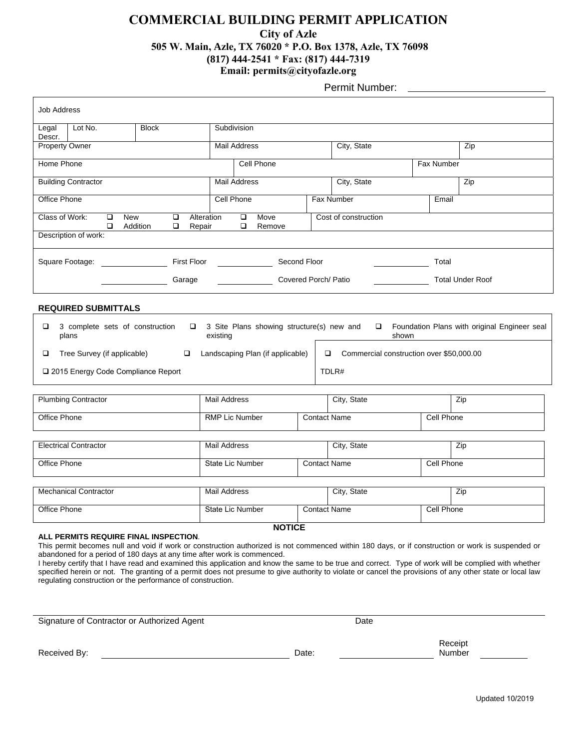# COMMERCIAL BUILDING PERMIT APPLICATION

**City of Azle**

**505 W. Main, Azle, TX 76020 * P.O. Box 1378, Azle, TX 76098**

**(817) 444-2541 * Fax: (817) 444-7319**

**Email: permits@cityofazle.org**

Permit Number: ____________________

| Job Address | | | | | |
|---|---|---|---|---|---|
| Legal Descr. | Lot No. | Block | Subdivision | | |
| Property Owner | | | Mail Address | City, State | Zip |
| Home Phone | | | Cell Phone | | Fax Number |
| Building Contractor | | | Mail Address | City, State | Zip |
| Office Phone | | | Cell Phone | Fax Number | Email |
| Class of Work: ☐ New ☐ Addition ☐ Alteration ☐ Repair ☐ Move ☐ Remove | | | | Cost of construction | |
| Description of work: | | | | | |

Square Footage: __________ First Floor __________ Second Floor __________ Total

__________ Garage __________ Covered Porch/ Patio __________ Total Under Roof

**REQUIRED SUBMITTALS**

| | | |
|---|---|---|
| ☐ 3 complete sets of construction plans | ☐ 3 Site Plans showing structure(s) new and existing | ☐ Foundation Plans with original Engineer seal shown |
| ☐ Tree Survey (if applicable) | ☐ Landscaping Plan (if applicable) | ☐ Commercial construction over $50,000.00 |
| ☐ 2015 Energy Code Compliance Report | | TDLR# |

| Plumbing Contractor | Mail Address | City, State | | Zip |
|---|---|---|---|---|
| Office Phone | RMP Lic Number | Contact Name | | Cell Phone |

| Electrical Contractor | Mail Address | City, State | | Zip |
|---|---|---|---|---|
| Office Phone | State Lic Number | Contact Name | | Cell Phone |

| Mechanical Contractor | Mail Address | City, State | | Zip |
|---|---|---|---|---|
| Office Phone | State Lic Number | Contact Name | | Cell Phone |

**NOTICE**

**ALL PERMITS REQUIRE FINAL INSPECTION**.

This permit becomes null and void if work or construction authorized is not commenced within 180 days, or if construction or work is suspended or abandoned for a period of 180 days at any time after work is commenced.

I hereby certify that I have read and examined this application and know the same to be true and correct. Type of work will be complied with whether specified herein or not. The granting of a permit does not presume to give authority to violate or cancel the provisions of any other state or local law regulating construction or the performance of construction.

______________________________________________
Signature of Contractor or Authorized Agent Date

Received By: ______________________ Date: ______________ Receipt Number __________

Updated 10/2019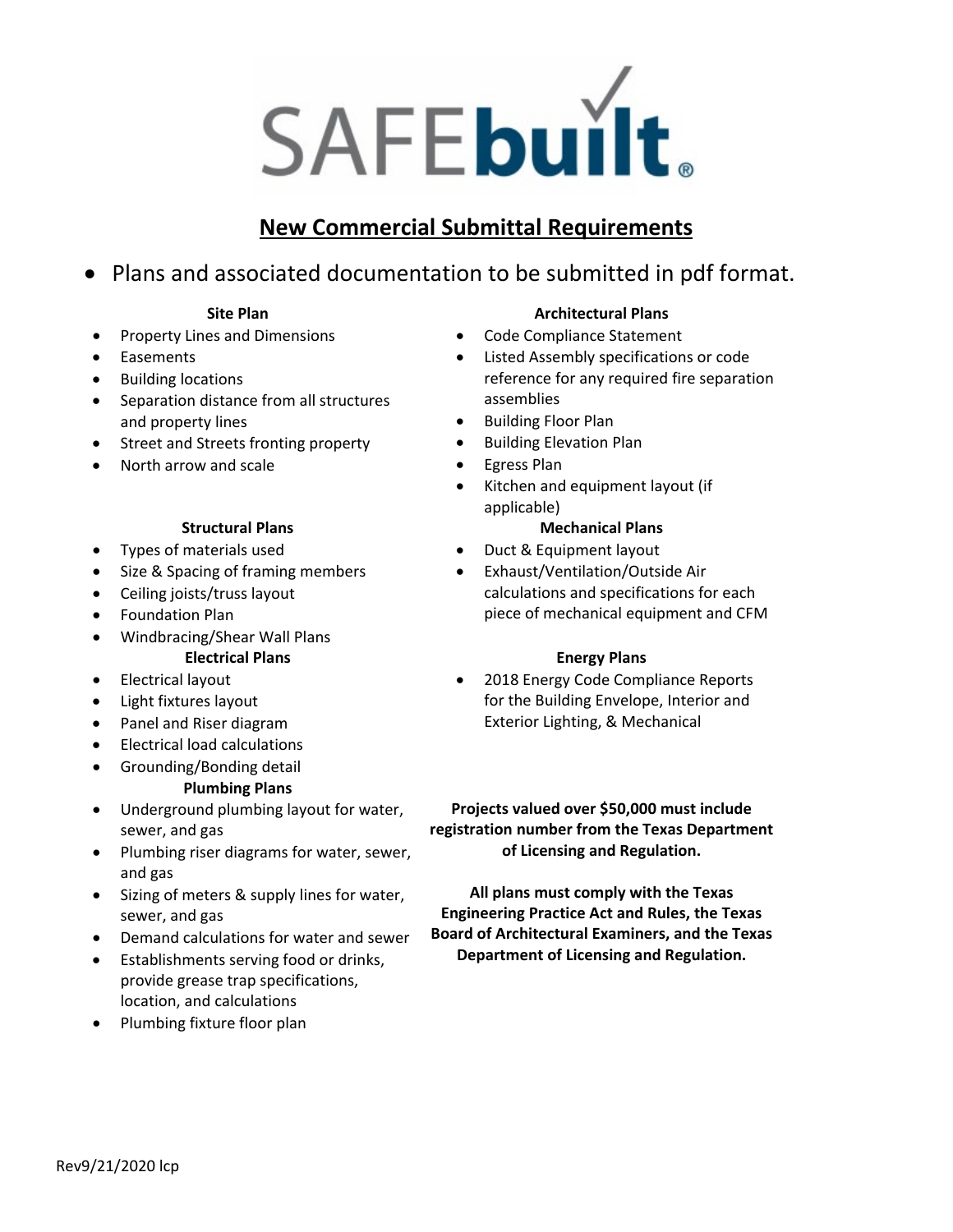SAFEbuilt®

# New Commercial Submittal Requirements

- Plans and associated documentation to be submitted in pdf format.

### Site Plan

- Property Lines and Dimensions
- Easements
- Building locations
- Separation distance from all structures and property lines
- Street and Streets fronting property
- North arrow and scale

### Structural Plans

- Types of materials used
- Size & Spacing of framing members
- Ceiling joists/truss layout
- Foundation Plan
- Windbracing/Shear Wall Plans

### Electrical Plans

- Electrical layout
- Light fixtures layout
- Panel and Riser diagram
- Electrical load calculations
- Grounding/Bonding detail

### Plumbing Plans

- Underground plumbing layout for water, sewer, and gas
- Plumbing riser diagrams for water, sewer, and gas
- Sizing of meters & supply lines for water, sewer, and gas
- Demand calculations for water and sewer
- Establishments serving food or drinks, provide grease trap specifications, location, and calculations
- Plumbing fixture floor plan

### Architectural Plans

- Code Compliance Statement
- Listed Assembly specifications or code reference for any required fire separation assemblies
- Building Floor Plan
- Building Elevation Plan
- Egress Plan
- Kitchen and equipment layout (if applicable)

### Mechanical Plans

- Duct & Equipment layout
- Exhaust/Ventilation/Outside Air calculations and specifications for each piece of mechanical equipment and CFM

### Energy Plans

- 2018 Energy Code Compliance Reports for the Building Envelope, Interior and Exterior Lighting, & Mechanical

**Projects valued over $50,000 must include registration number from the Texas Department of Licensing and Regulation.**

**All plans must comply with the Texas Engineering Practice Act and Rules, the Texas Board of Architectural Examiners, and the Texas Department of Licensing and Regulation.**

Rev9/21/2020 lcp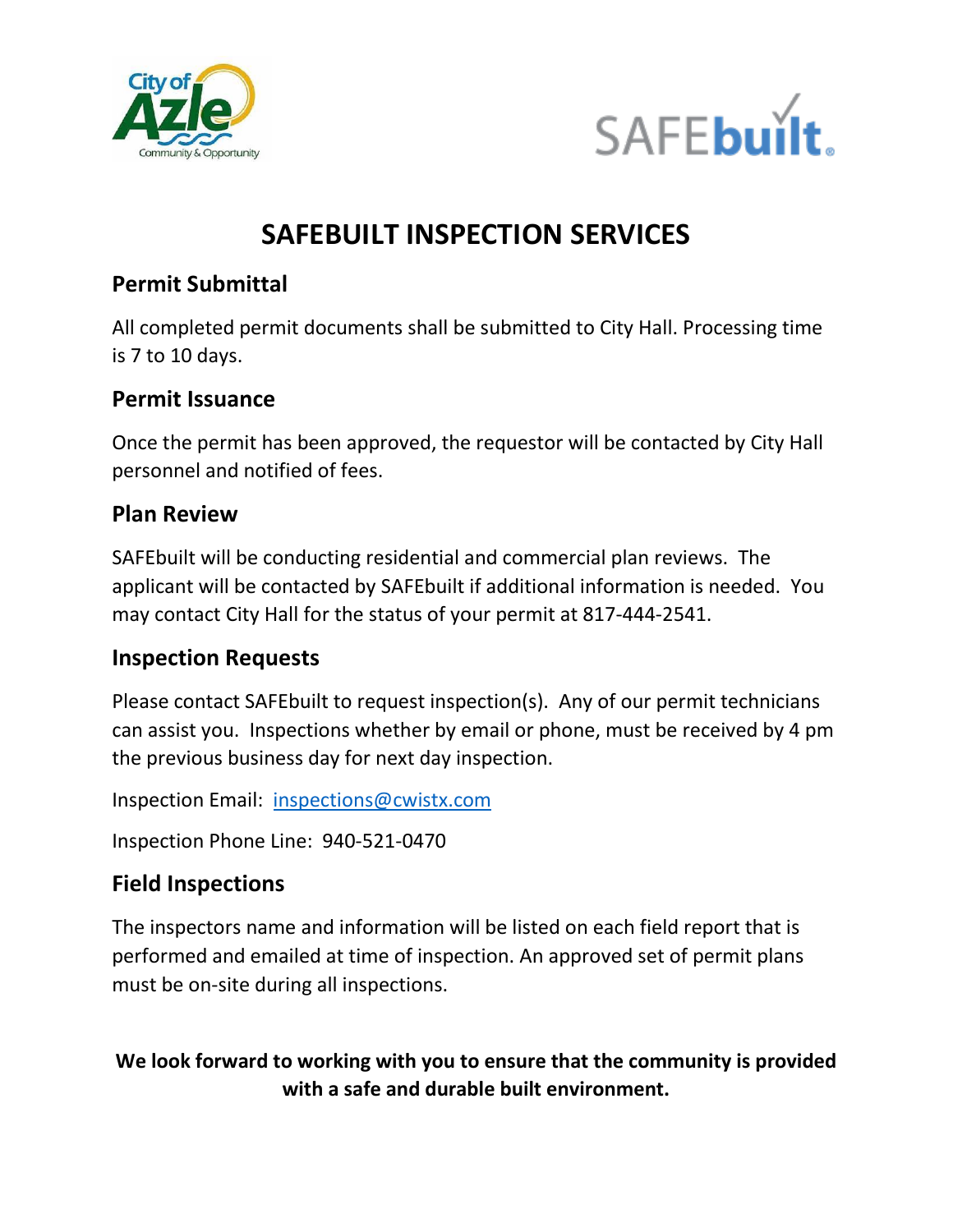# SAFEBUILT INSPECTION SERVICES

## Permit Submittal

All completed permit documents shall be submitted to City Hall. Processing time is 7 to 10 days.

## Permit Issuance

Once the permit has been approved, the requestor will be contacted by City Hall personnel and notified of fees.

## Plan Review

SAFEbuilt will be conducting residential and commercial plan reviews. The applicant will be contacted by SAFEbuilt if additional information is needed. You may contact City Hall for the status of your permit at 817-444-2541.

## Inspection Requests

Please contact SAFEbuilt to request inspection(s). Any of our permit technicians can assist you. Inspections whether by email or phone, must be received by 4 pm the previous business day for next day inspection.

Inspection Email: inspections@cwistx.com

Inspection Phone Line: 940-521-0470

## Field Inspections

The inspectors name and information will be listed on each field report that is performed and emailed at time of inspection. An approved set of permit plans must be on-site during all inspections.

**We look forward to working with you to ensure that the community is provided with a safe and durable built environment.**